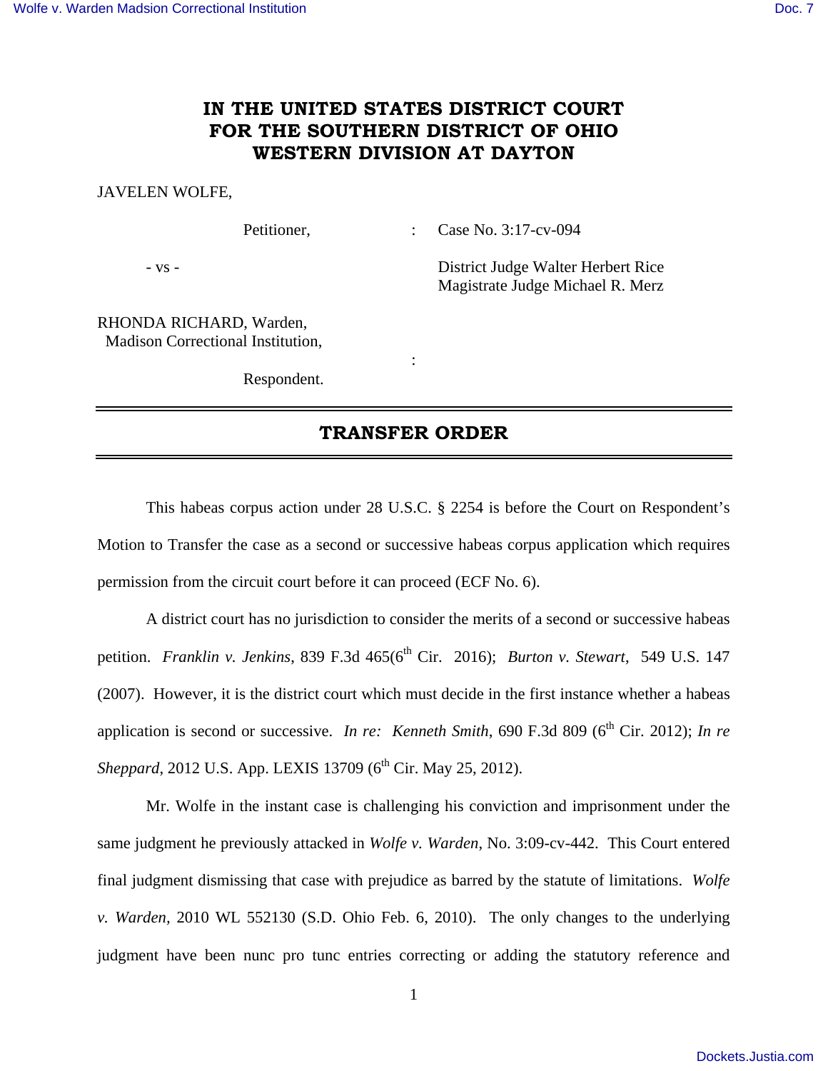# IN THE UNITED STATES DISTRICT COURT FOR THE SOUTHERN DISTRICT OF OHIO WESTERN DIVISION AT DAYTON

JAVELEN WOLFE,

Petitioner, : Case No. 3:17-cv-094

- vs -

District Judge Walter Herbert Rice
Magistrate Judge Michael R. Merz

RHONDA RICHARD, Warden,
Madison Correctional Institution,

:

Respondent.

## TRANSFER ORDER

This habeas corpus action under 28 U.S.C. § 2254 is before the Court on Respondent's Motion to Transfer the case as a second or successive habeas corpus application which requires permission from the circuit court before it can proceed (ECF No. 6).

A district court has no jurisdiction to consider the merits of a second or successive habeas petition. *Franklin v. Jenkins*, 839 F.3d 465(6th Cir. 2016); *Burton v. Stewart*, 549 U.S. 147 (2007). However, it is the district court which must decide in the first instance whether a habeas application is second or successive. *In re: Kenneth Smith*, 690 F.3d 809 (6th Cir. 2012); *In re Sheppard*, 2012 U.S. App. LEXIS 13709 (6th Cir. May 25, 2012).

Mr. Wolfe in the instant case is challenging his conviction and imprisonment under the same judgment he previously attacked in *Wolfe v. Warden*, No. 3:09-cv-442. This Court entered final judgment dismissing that case with prejudice as barred by the statute of limitations. *Wolfe v. Warden*, 2010 WL 552130 (S.D. Ohio Feb. 6, 2010). The only changes to the underlying judgment have been nunc pro tunc entries correcting or adding the statutory reference and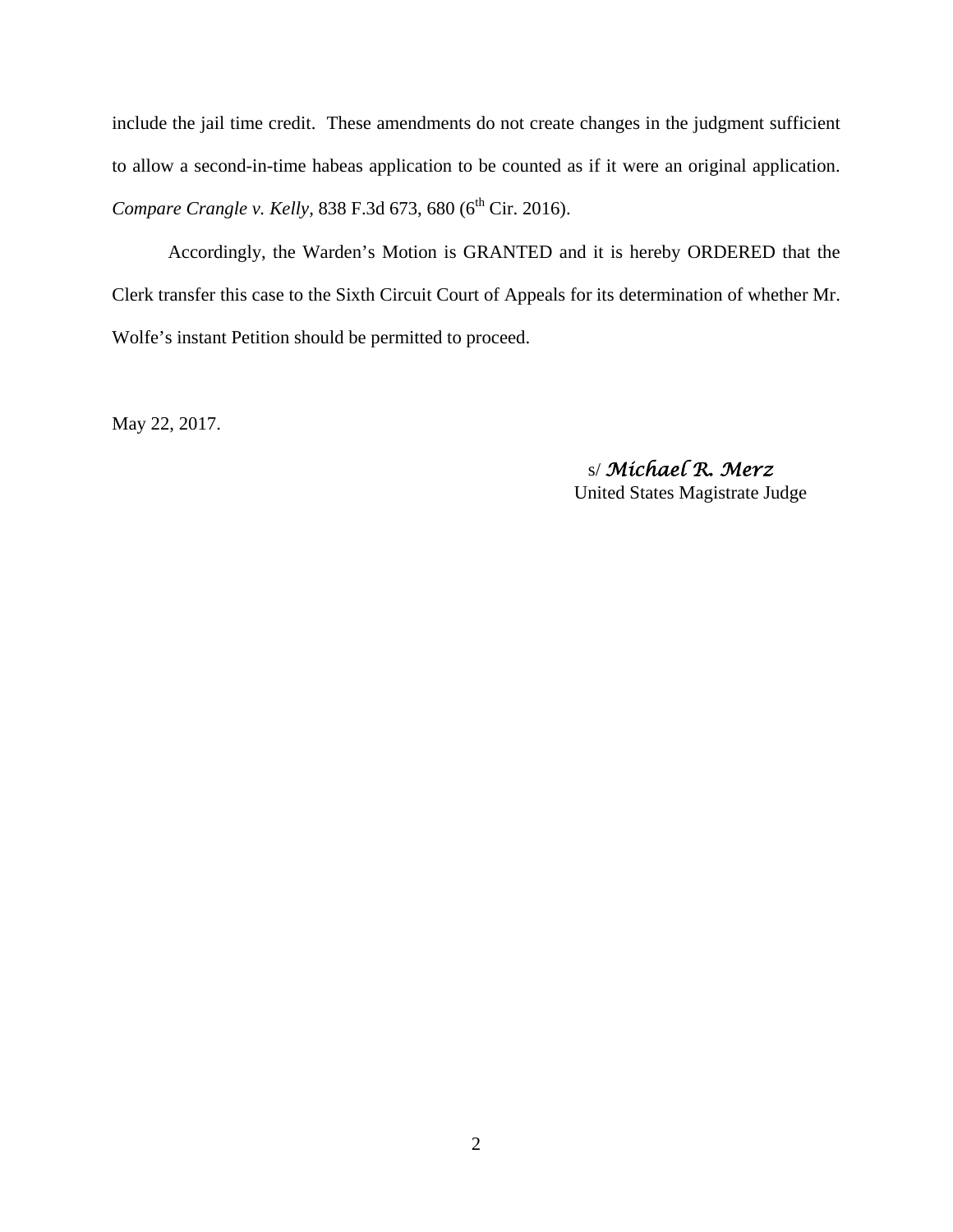include the jail time credit. These amendments do not create changes in the judgment sufficient to allow a second-in-time habeas application to be counted as if it were an original application. *Compare Crangle v. Kelly*, 838 F.3d 673, 680 (6th Cir. 2016).

Accordingly, the Warden's Motion is GRANTED and it is hereby ORDERED that the Clerk transfer this case to the Sixth Circuit Court of Appeals for its determination of whether Mr. Wolfe's instant Petition should be permitted to proceed.

May 22, 2017.

s/ *Michael R. Merz*
United States Magistrate Judge